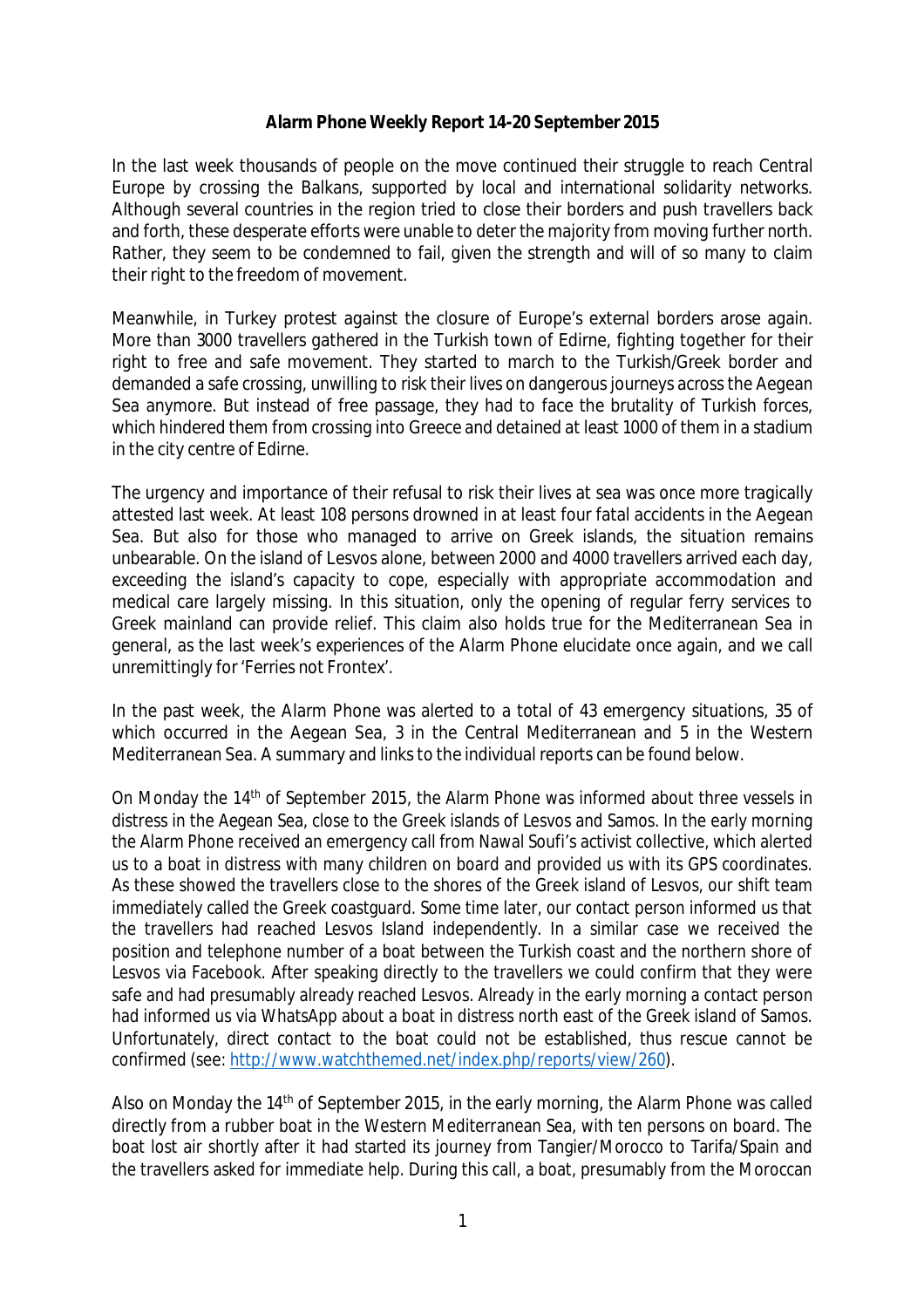**Alarm Phone Weekly Report 14-20 September 2015**

In the last week thousands of people on the move continued their struggle to reach Central Europe by crossing the Balkans, supported by local and international solidarity networks. Although several countries in the region tried to close their borders and push travellers back and forth, these desperate efforts were unable to deter the majority from moving further north. Rather, they seem to be condemned to fail, given the strength and will of so many to claim their right to the freedom of movement.

Meanwhile, in Turkey protest against the closure of Europe's external borders arose again. More than 3000 travellers gathered in the Turkish town of Edirne, fighting together for their right to free and safe movement. They started to march to the Turkish/Greek border and demanded a safe crossing, unwilling to risk their lives on dangerous journeys across the Aegean Sea anymore. But instead of free passage, they had to face the brutality of Turkish forces, which hindered them from crossing into Greece and detained at least 1000 of them in a stadium in the city centre of Edirne.

The urgency and importance of their refusal to risk their lives at sea was once more tragically attested last week. At least 108 persons drowned in at least four fatal accidents in the Aegean Sea. But also for those who managed to arrive on Greek islands, the situation remains unbearable. On the island of Lesvos alone, between 2000 and 4000 travellers arrived each day, exceeding the island's capacity to cope, especially with appropriate accommodation and medical care largely missing. In this situation, only the opening of regular ferry services to Greek mainland can provide relief. This claim also holds true for the Mediterranean Sea in general, as the last week's experiences of the Alarm Phone elucidate once again, and we call unremittingly for 'Ferries not Frontex'.

In the past week, the Alarm Phone was alerted to a total of 43 emergency situations, 35 of which occurred in the Aegean Sea, 3 in the Central Mediterranean and 5 in the Western Mediterranean Sea. A summary and links to the individual reports can be found below.

On Monday the 14th of September 2015, the Alarm Phone was informed about three vessels in distress in the Aegean Sea, close to the Greek islands of Lesvos and Samos. In the early morning the Alarm Phone received an emergency call from Nawal Soufi's activist collective, which alerted us to a boat in distress with many children on board and provided us with its GPS coordinates. As these showed the travellers close to the shores of the Greek island of Lesvos, our shift team immediately called the Greek coastguard. Some time later, our contact person informed us that the travellers had reached Lesvos Island independently. In a similar case we received the position and telephone number of a boat between the Turkish coast and the northern shore of Lesvos via Facebook. After speaking directly to the travellers we could confirm that they were safe and had presumably already reached Lesvos. Already in the early morning a contact person had informed us via WhatsApp about a boat in distress north east of the Greek island of Samos. Unfortunately, direct contact to the boat could not be established, thus rescue cannot be confirmed (see: http://www.watchthemed.net/index.php/reports/view/260).

Also on Monday the 14th of September 2015, in the early morning, the Alarm Phone was called directly from a rubber boat in the Western Mediterranean Sea, with ten persons on board. The boat lost air shortly after it had started its journey from Tangier/Morocco to Tarifa/Spain and the travellers asked for immediate help. During this call, a boat, presumably from the Moroccan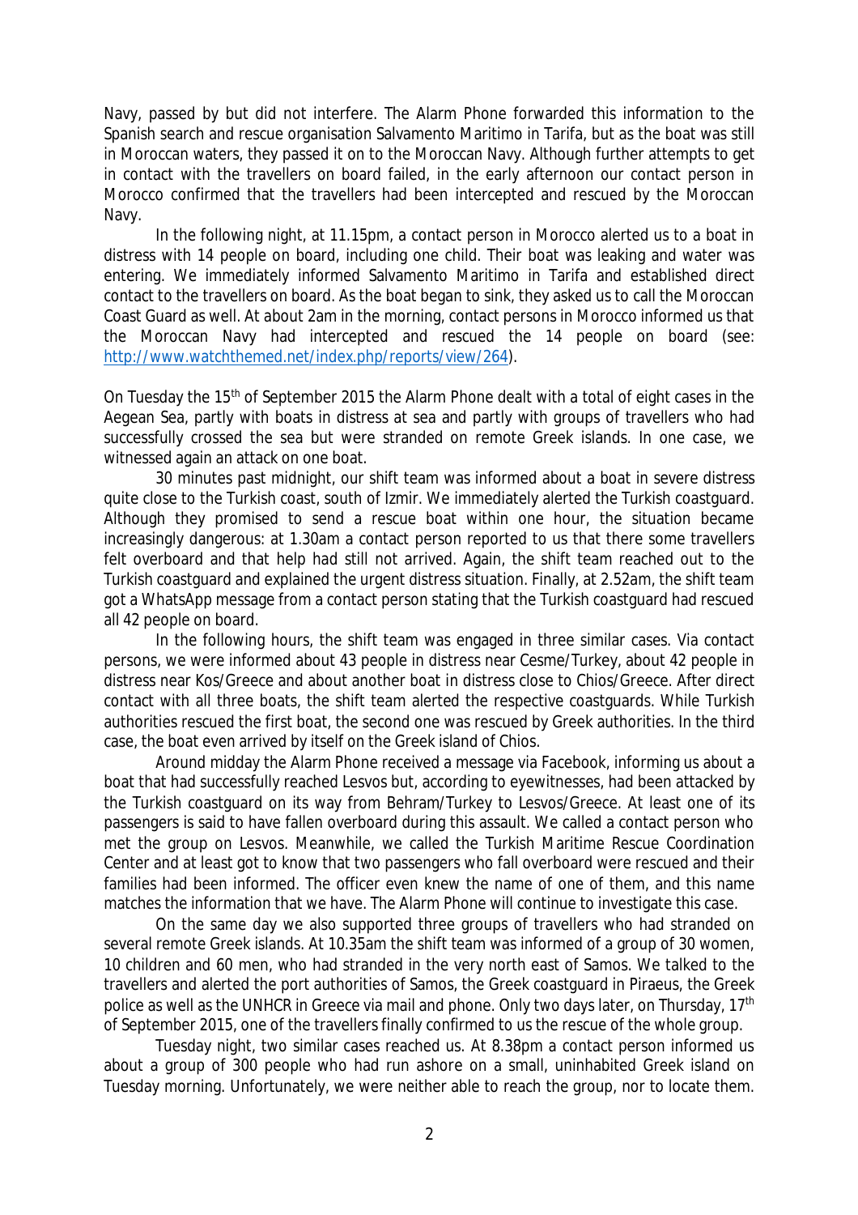Navy, passed by but did not interfere. The Alarm Phone forwarded this information to the Spanish search and rescue organisation Salvamento Maritimo in Tarifa, but as the boat was still in Moroccan waters, they passed it on to the Moroccan Navy. Although further attempts to get in contact with the travellers on board failed, in the early afternoon our contact person in Morocco confirmed that the travellers had been intercepted and rescued by the Moroccan Navy.

In the following night, at 11.15pm, a contact person in Morocco alerted us to a boat in distress with 14 people on board, including one child. Their boat was leaking and water was entering. We immediately informed Salvamento Maritimo in Tarifa and established direct contact to the travellers on board. As the boat began to sink, they asked us to call the Moroccan Coast Guard as well. At about 2am in the morning, contact persons in Morocco informed us that the Moroccan Navy had intercepted and rescued the 14 people on board (see: http://www.watchthemed.net/index.php/reports/view/264).

On Tuesday the 15th of September 2015 the Alarm Phone dealt with a total of eight cases in the Aegean Sea, partly with boats in distress at sea and partly with groups of travellers who had successfully crossed the sea but were stranded on remote Greek islands. In one case, we witnessed again an attack on one boat.

30 minutes past midnight, our shift team was informed about a boat in severe distress quite close to the Turkish coast, south of Izmir. We immediately alerted the Turkish coastguard. Although they promised to send a rescue boat within one hour, the situation became increasingly dangerous: at 1.30am a contact person reported to us that there some travellers felt overboard and that help had still not arrived. Again, the shift team reached out to the Turkish coastguard and explained the urgent distress situation. Finally, at 2.52am, the shift team got a WhatsApp message from a contact person stating that the Turkish coastguard had rescued all 42 people on board.

In the following hours, the shift team was engaged in three similar cases. Via contact persons, we were informed about 43 people in distress near Cesme/Turkey, about 42 people in distress near Kos/Greece and about another boat in distress close to Chios/Greece. After direct contact with all three boats, the shift team alerted the respective coastguards. While Turkish authorities rescued the first boat, the second one was rescued by Greek authorities. In the third case, the boat even arrived by itself on the Greek island of Chios.

Around midday the Alarm Phone received a message via Facebook, informing us about a boat that had successfully reached Lesvos but, according to eyewitnesses, had been attacked by the Turkish coastguard on its way from Behram/Turkey to Lesvos/Greece. At least one of its passengers is said to have fallen overboard during this assault. We called a contact person who met the group on Lesvos. Meanwhile, we called the Turkish Maritime Rescue Coordination Center and at least got to know that two passengers who fall overboard were rescued and their families had been informed. The officer even knew the name of one of them, and this name matches the information that we have. The Alarm Phone will continue to investigate this case.

On the same day we also supported three groups of travellers who had stranded on several remote Greek islands. At 10.35am the shift team was informed of a group of 30 women, 10 children and 60 men, who had stranded in the very north east of Samos. We talked to the travellers and alerted the port authorities of Samos, the Greek coastguard in Piraeus, the Greek police as well as the UNHCR in Greece via mail and phone. Only two days later, on Thursday, 17th of September 2015, one of the travellers finally confirmed to us the rescue of the whole group.

Tuesday night, two similar cases reached us. At 8.38pm a contact person informed us about a group of 300 people who had run ashore on a small, uninhabited Greek island on Tuesday morning. Unfortunately, we were neither able to reach the group, nor to locate them.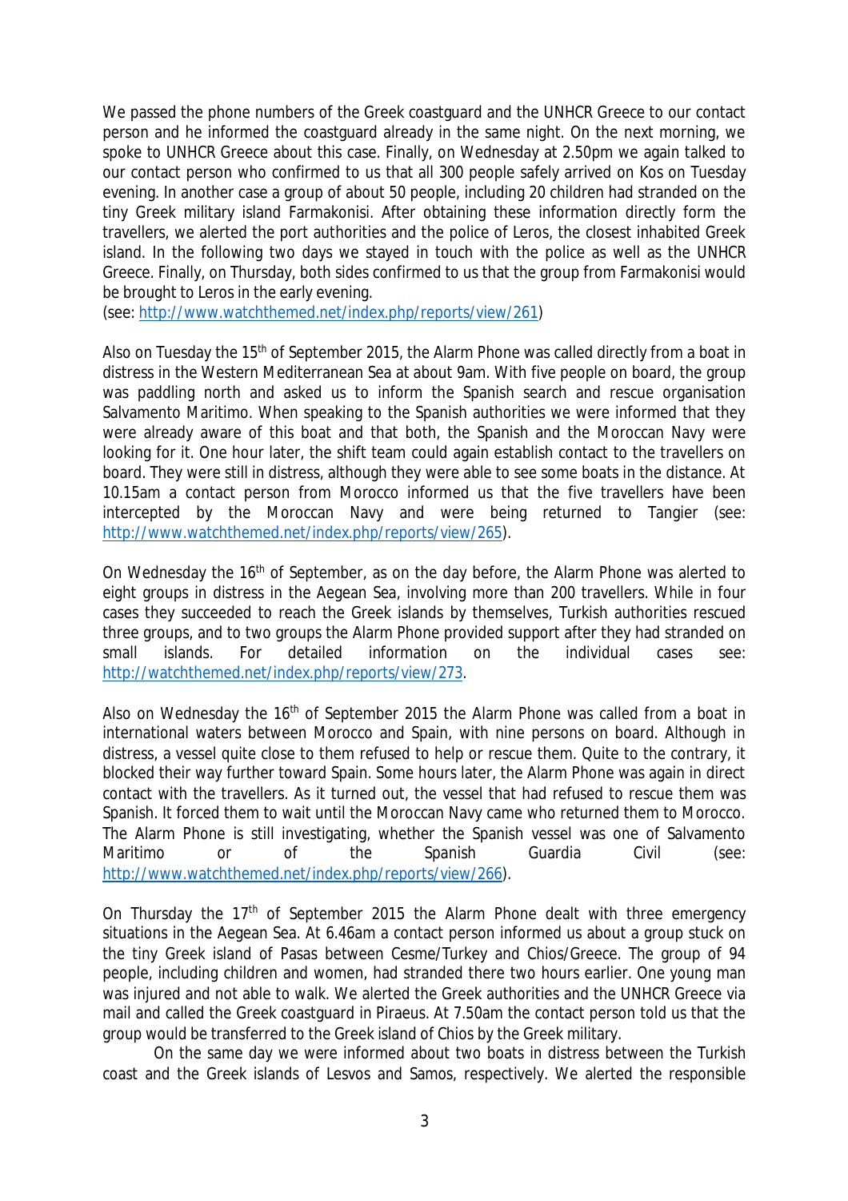We passed the phone numbers of the Greek coastguard and the UNHCR Greece to our contact person and he informed the coastguard already in the same night. On the next morning, we spoke to UNHCR Greece about this case. Finally, on Wednesday at 2.50pm we again talked to our contact person who confirmed to us that all 300 people safely arrived on Kos on Tuesday evening. In another case a group of about 50 people, including 20 children had stranded on the tiny Greek military island Farmakonisi. After obtaining these information directly form the travellers, we alerted the port authorities and the police of Leros, the closest inhabited Greek island. In the following two days we stayed in touch with the police as well as the UNHCR Greece. Finally, on Thursday, both sides confirmed to us that the group from Farmakonisi would be brought to Leros in the early evening.
(see: http://www.watchthemed.net/index.php/reports/view/261)

Also on Tuesday the 15th of September 2015, the Alarm Phone was called directly from a boat in distress in the Western Mediterranean Sea at about 9am. With five people on board, the group was paddling north and asked us to inform the Spanish search and rescue organisation Salvamento Maritimo. When speaking to the Spanish authorities we were informed that they were already aware of this boat and that both, the Spanish and the Moroccan Navy were looking for it. One hour later, the shift team could again establish contact to the travellers on board. They were still in distress, although they were able to see some boats in the distance. At 10.15am a contact person from Morocco informed us that the five travellers have been intercepted by the Moroccan Navy and were being returned to Tangier (see: http://www.watchthemed.net/index.php/reports/view/265).

On Wednesday the 16th of September, as on the day before, the Alarm Phone was alerted to eight groups in distress in the Aegean Sea, involving more than 200 travellers. While in four cases they succeeded to reach the Greek islands by themselves, Turkish authorities rescued three groups, and to two groups the Alarm Phone provided support after they had stranded on small islands. For detailed information on the individual cases see: http://watchthemed.net/index.php/reports/view/273.

Also on Wednesday the 16th of September 2015 the Alarm Phone was called from a boat in international waters between Morocco and Spain, with nine persons on board. Although in distress, a vessel quite close to them refused to help or rescue them. Quite to the contrary, it blocked their way further toward Spain. Some hours later, the Alarm Phone was again in direct contact with the travellers. As it turned out, the vessel that had refused to rescue them was Spanish. It forced them to wait until the Moroccan Navy came who returned them to Morocco. The Alarm Phone is still investigating, whether the Spanish vessel was one of Salvamento Maritimo or of the Spanish Guardia Civil (see: http://www.watchthemed.net/index.php/reports/view/266).

On Thursday the 17th of September 2015 the Alarm Phone dealt with three emergency situations in the Aegean Sea. At 6.46am a contact person informed us about a group stuck on the tiny Greek island of Pasas between Cesme/Turkey and Chios/Greece. The group of 94 people, including children and women, had stranded there two hours earlier. One young man was injured and not able to walk. We alerted the Greek authorities and the UNHCR Greece via mail and called the Greek coastguard in Piraeus. At 7.50am the contact person told us that the group would be transferred to the Greek island of Chios by the Greek military.

On the same day we were informed about two boats in distress between the Turkish coast and the Greek islands of Lesvos and Samos, respectively. We alerted the responsible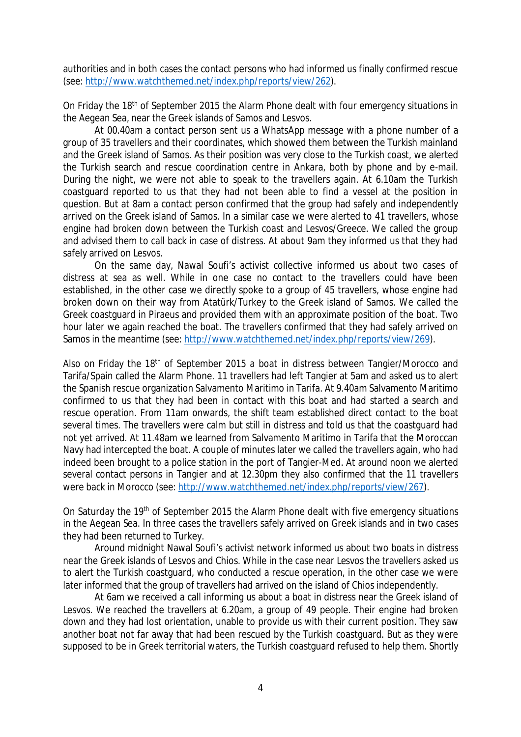authorities and in both cases the contact persons who had informed us finally confirmed rescue (see: http://www.watchthemed.net/index.php/reports/view/262).

On Friday the 18th of September 2015 the Alarm Phone dealt with four emergency situations in the Aegean Sea, near the Greek islands of Samos and Lesvos.

At 00.40am a contact person sent us a WhatsApp message with a phone number of a group of 35 travellers and their coordinates, which showed them between the Turkish mainland and the Greek island of Samos. As their position was very close to the Turkish coast, we alerted the Turkish search and rescue coordination centre in Ankara, both by phone and by e-mail. During the night, we were not able to speak to the travellers again. At 6.10am the Turkish coastguard reported to us that they had not been able to find a vessel at the position in question. But at 8am a contact person confirmed that the group had safely and independently arrived on the Greek island of Samos. In a similar case we were alerted to 41 travellers, whose engine had broken down between the Turkish coast and Lesvos/Greece. We called the group and advised them to call back in case of distress. At about 9am they informed us that they had safely arrived on Lesvos.

On the same day, Nawal Soufi's activist collective informed us about two cases of distress at sea as well. While in one case no contact to the travellers could have been established, in the other case we directly spoke to a group of 45 travellers, whose engine had broken down on their way from Atatürk/Turkey to the Greek island of Samos. We called the Greek coastguard in Piraeus and provided them with an approximate position of the boat. Two hour later we again reached the boat. The travellers confirmed that they had safely arrived on Samos in the meantime (see: http://www.watchthemed.net/index.php/reports/view/269).

Also on Friday the 18th of September 2015 a boat in distress between Tangier/Morocco and Tarifa/Spain called the Alarm Phone. 11 travellers had left Tangier at 5am and asked us to alert the Spanish rescue organization Salvamento Maritimo in Tarifa. At 9.40am Salvamento Maritimo confirmed to us that they had been in contact with this boat and had started a search and rescue operation. From 11am onwards, the shift team established direct contact to the boat several times. The travellers were calm but still in distress and told us that the coastguard had not yet arrived. At 11.48am we learned from Salvamento Maritimo in Tarifa that the Moroccan Navy had intercepted the boat. A couple of minutes later we called the travellers again, who had indeed been brought to a police station in the port of Tangier-Med. At around noon we alerted several contact persons in Tangier and at 12.30pm they also confirmed that the 11 travellers were back in Morocco (see: http://www.watchthemed.net/index.php/reports/view/267).

On Saturday the 19th of September 2015 the Alarm Phone dealt with five emergency situations in the Aegean Sea. In three cases the travellers safely arrived on Greek islands and in two cases they had been returned to Turkey.

Around midnight Nawal Soufi's activist network informed us about two boats in distress near the Greek islands of Lesvos and Chios. While in the case near Lesvos the travellers asked us to alert the Turkish coastguard, who conducted a rescue operation, in the other case we were later informed that the group of travellers had arrived on the island of Chios independently.

At 6am we received a call informing us about a boat in distress near the Greek island of Lesvos. We reached the travellers at 6.20am, a group of 49 people. Their engine had broken down and they had lost orientation, unable to provide us with their current position. They saw another boat not far away that had been rescued by the Turkish coastguard. But as they were supposed to be in Greek territorial waters, the Turkish coastguard refused to help them. Shortly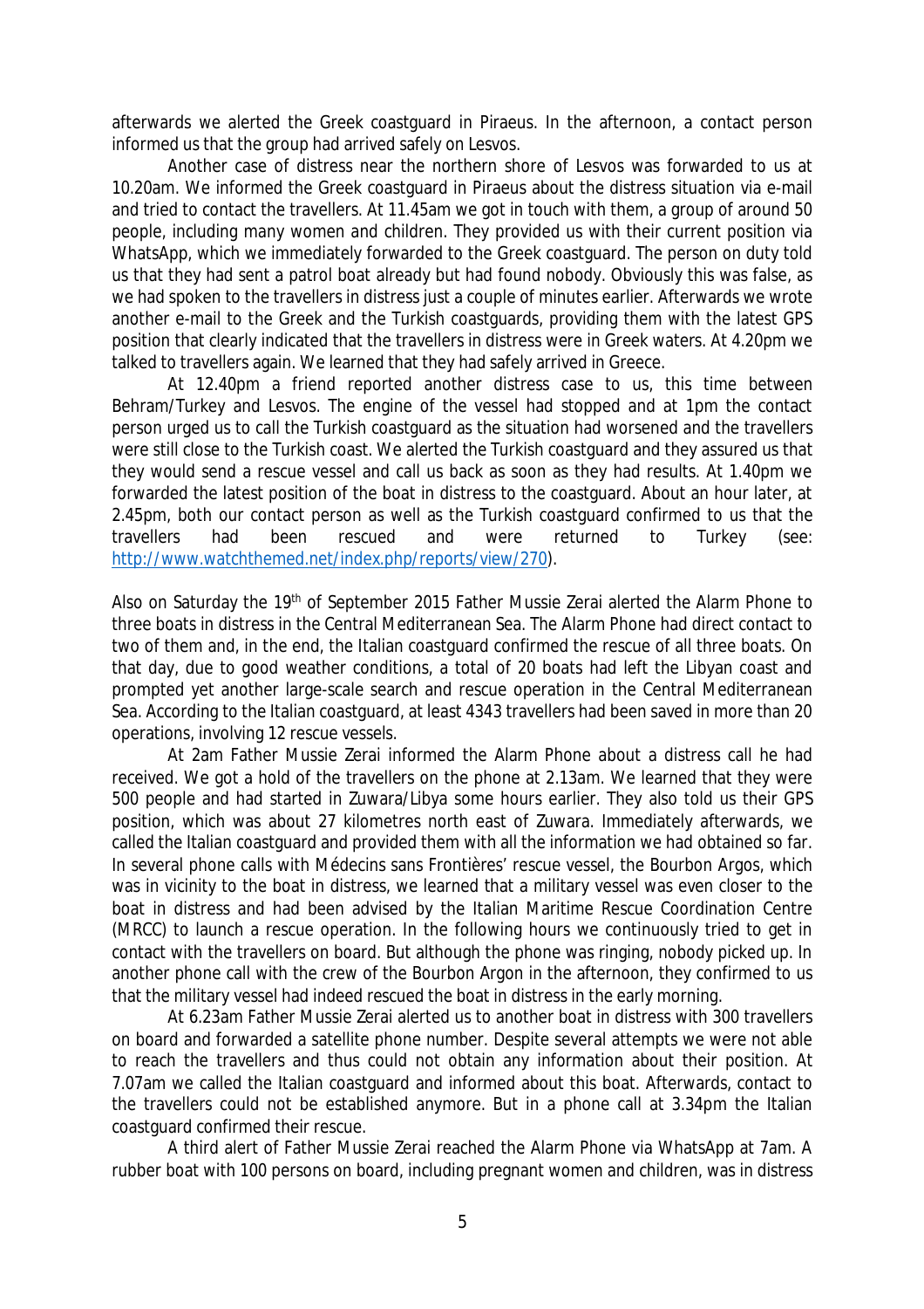afterwards we alerted the Greek coastguard in Piraeus. In the afternoon, a contact person informed us that the group had arrived safely on Lesvos.

Another case of distress near the northern shore of Lesvos was forwarded to us at 10.20am. We informed the Greek coastguard in Piraeus about the distress situation via e-mail and tried to contact the travellers. At 11.45am we got in touch with them, a group of around 50 people, including many women and children. They provided us with their current position via WhatsApp, which we immediately forwarded to the Greek coastguard. The person on duty told us that they had sent a patrol boat already but had found nobody. Obviously this was false, as we had spoken to the travellers in distress just a couple of minutes earlier. Afterwards we wrote another e-mail to the Greek and the Turkish coastguards, providing them with the latest GPS position that clearly indicated that the travellers in distress were in Greek waters. At 4.20pm we talked to travellers again. We learned that they had safely arrived in Greece.

At 12.40pm a friend reported another distress case to us, this time between Behram/Turkey and Lesvos. The engine of the vessel had stopped and at 1pm the contact person urged us to call the Turkish coastguard as the situation had worsened and the travellers were still close to the Turkish coast. We alerted the Turkish coastguard and they assured us that they would send a rescue vessel and call us back as soon as they had results. At 1.40pm we forwarded the latest position of the boat in distress to the coastguard. About an hour later, at 2.45pm, both our contact person as well as the Turkish coastguard confirmed to us that the travellers had been rescued and were returned to Turkey (see: http://www.watchthemed.net/index.php/reports/view/270).

Also on Saturday the 19th of September 2015 Father Mussie Zerai alerted the Alarm Phone to three boats in distress in the Central Mediterranean Sea. The Alarm Phone had direct contact to two of them and, in the end, the Italian coastguard confirmed the rescue of all three boats. On that day, due to good weather conditions, a total of 20 boats had left the Libyan coast and prompted yet another large-scale search and rescue operation in the Central Mediterranean Sea. According to the Italian coastguard, at least 4343 travellers had been saved in more than 20 operations, involving 12 rescue vessels.

At 2am Father Mussie Zerai informed the Alarm Phone about a distress call he had received. We got a hold of the travellers on the phone at 2.13am. We learned that they were 500 people and had started in Zuwara/Libya some hours earlier. They also told us their GPS position, which was about 27 kilometres north east of Zuwara. Immediately afterwards, we called the Italian coastguard and provided them with all the information we had obtained so far. In several phone calls with Médecins sans Frontières' rescue vessel, the Bourbon Argos, which was in vicinity to the boat in distress, we learned that a military vessel was even closer to the boat in distress and had been advised by the Italian Maritime Rescue Coordination Centre (MRCC) to launch a rescue operation. In the following hours we continuously tried to get in contact with the travellers on board. But although the phone was ringing, nobody picked up. In another phone call with the crew of the Bourbon Argon in the afternoon, they confirmed to us that the military vessel had indeed rescued the boat in distress in the early morning.

At 6.23am Father Mussie Zerai alerted us to another boat in distress with 300 travellers on board and forwarded a satellite phone number. Despite several attempts we were not able to reach the travellers and thus could not obtain any information about their position. At 7.07am we called the Italian coastguard and informed about this boat. Afterwards, contact to the travellers could not be established anymore. But in a phone call at 3.34pm the Italian coastguard confirmed their rescue.

A third alert of Father Mussie Zerai reached the Alarm Phone via WhatsApp at 7am. A rubber boat with 100 persons on board, including pregnant women and children, was in distress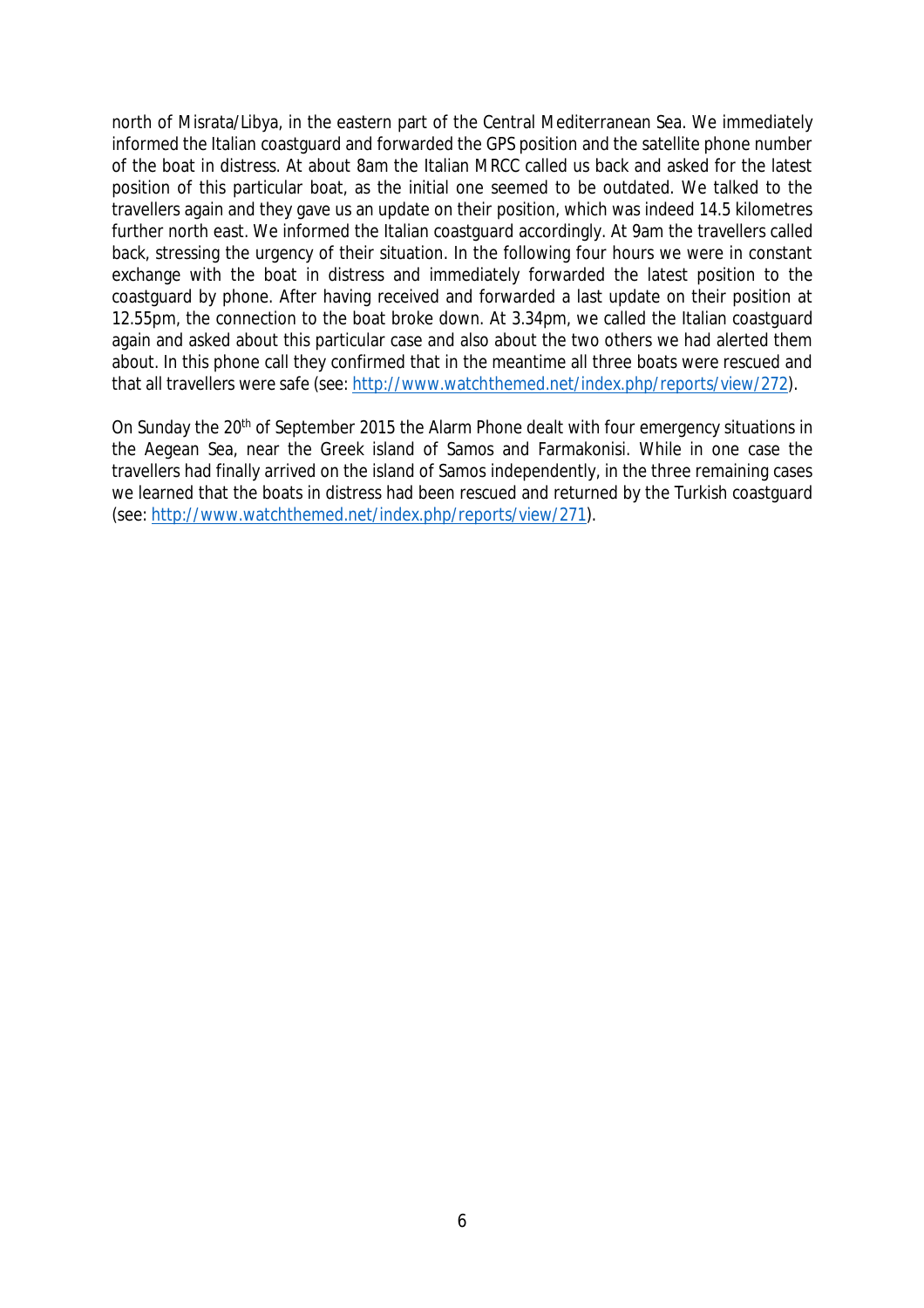north of Misrata/Libya, in the eastern part of the Central Mediterranean Sea. We immediately informed the Italian coastguard and forwarded the GPS position and the satellite phone number of the boat in distress. At about 8am the Italian MRCC called us back and asked for the latest position of this particular boat, as the initial one seemed to be outdated. We talked to the travellers again and they gave us an update on their position, which was indeed 14.5 kilometres further north east. We informed the Italian coastguard accordingly. At 9am the travellers called back, stressing the urgency of their situation. In the following four hours we were in constant exchange with the boat in distress and immediately forwarded the latest position to the coastguard by phone. After having received and forwarded a last update on their position at 12.55pm, the connection to the boat broke down. At 3.34pm, we called the Italian coastguard again and asked about this particular case and also about the two others we had alerted them about. In this phone call they confirmed that in the meantime all three boats were rescued and that all travellers were safe (see: http://www.watchthemed.net/index.php/reports/view/272).

On Sunday the 20th of September 2015 the Alarm Phone dealt with four emergency situations in the Aegean Sea, near the Greek island of Samos and Farmakonisi. While in one case the travellers had finally arrived on the island of Samos independently, in the three remaining cases we learned that the boats in distress had been rescued and returned by the Turkish coastguard (see: http://www.watchthemed.net/index.php/reports/view/271).